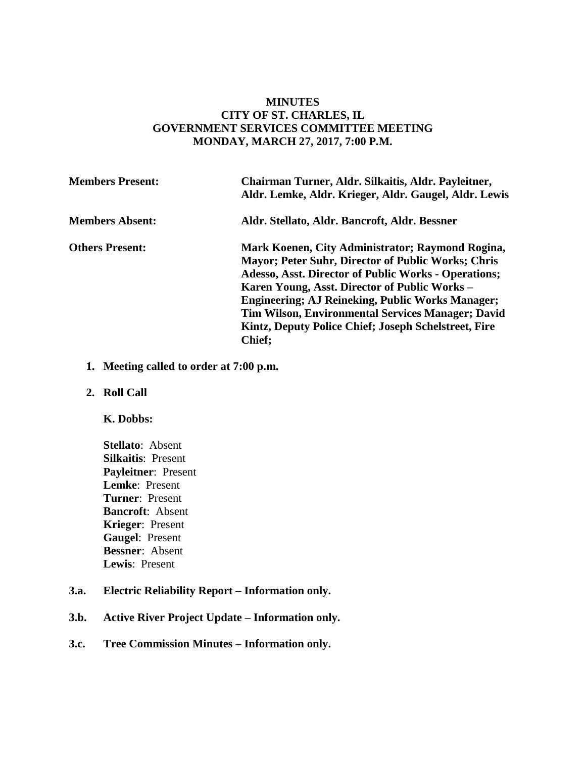# MINUTES
# CITY OF ST. CHARLES, IL
# GOVERNMENT SERVICES COMMITTEE MEETING
# MONDAY, MARCH 27, 2017, 7:00 P.M.

**Members Present:** **Chairman Turner, Aldr. Silkaitis, Aldr. Payleitner, Aldr. Lemke, Aldr. Krieger, Aldr. Gaugel, Aldr. Lewis**

**Members Absent:** **Aldr. Stellato, Aldr. Bancroft, Aldr. Bessner**

**Others Present:** **Mark Koenen, City Administrator; Raymond Rogina, Mayor; Peter Suhr, Director of Public Works; Chris Adesso, Asst. Director of Public Works - Operations; Karen Young, Asst. Director of Public Works – Engineering; AJ Reineking, Public Works Manager; Tim Wilson, Environmental Services Manager; David Kintz, Deputy Police Chief; Joseph Schelstreet, Fire Chief;**

1. **Meeting called to order at 7:00 p.m.**

2. **Roll Call**

   **K. Dobbs:**

   **Stellato**: Absent
   **Silkaitis**: Present
   **Payleitner**: Present
   **Lemke**: Present
   **Turner**: Present
   **Bancroft**: Absent
   **Krieger**: Present
   **Gaugel**: Present
   **Bessner**: Absent
   **Lewis**: Present

**3.a. Electric Reliability Report – Information only.**

**3.b. Active River Project Update – Information only.**

**3.c. Tree Commission Minutes – Information only.**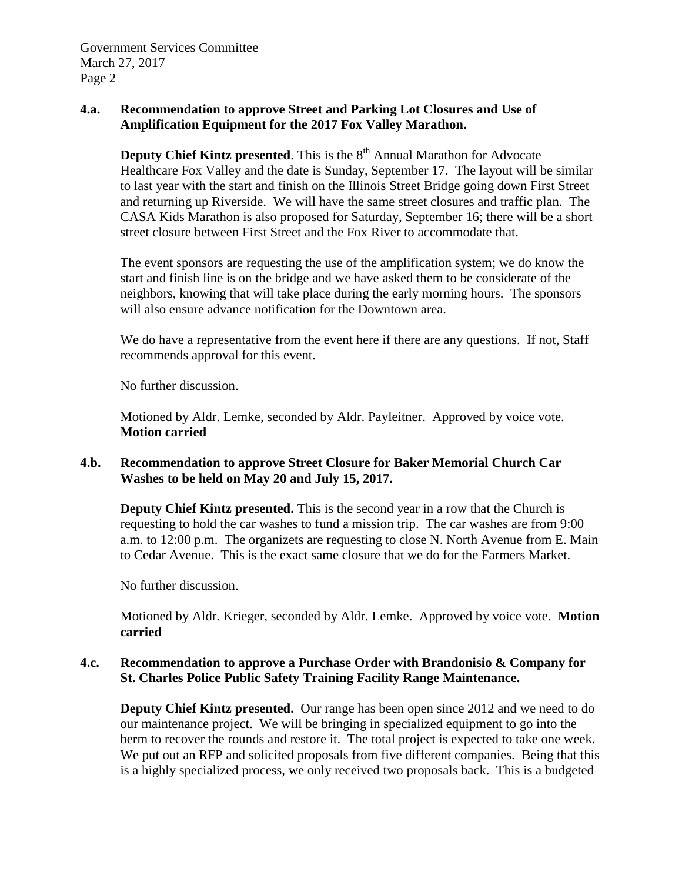**4.a. Recommendation to approve Street and Parking Lot Closures and Use of Amplification Equipment for the 2017 Fox Valley Marathon.**

**Deputy Chief Kintz presented**. This is the 8th Annual Marathon for Advocate Healthcare Fox Valley and the date is Sunday, September 17. The layout will be similar to last year with the start and finish on the Illinois Street Bridge going down First Street and returning up Riverside. We will have the same street closures and traffic plan. The CASA Kids Marathon is also proposed for Saturday, September 16; there will be a short street closure between First Street and the Fox River to accommodate that.

The event sponsors are requesting the use of the amplification system; we do know the start and finish line is on the bridge and we have asked them to be considerate of the neighbors, knowing that will take place during the early morning hours. The sponsors will also ensure advance notification for the Downtown area.

We do have a representative from the event here if there are any questions. If not, Staff recommends approval for this event.

No further discussion.

Motioned by Aldr. Lemke, seconded by Aldr. Payleitner. Approved by voice vote. **Motion carried**

**4.b. Recommendation to approve Street Closure for Baker Memorial Church Car Washes to be held on May 20 and July 15, 2017.**

**Deputy Chief Kintz presented.** This is the second year in a row that the Church is requesting to hold the car washes to fund a mission trip. The car washes are from 9:00 a.m. to 12:00 p.m. The organizets are requesting to close N. North Avenue from E. Main to Cedar Avenue. This is the exact same closure that we do for the Farmers Market.

No further discussion.

Motioned by Aldr. Krieger, seconded by Aldr. Lemke. Approved by voice vote. **Motion carried**

**4.c. Recommendation to approve a Purchase Order with Brandonisio & Company for St. Charles Police Public Safety Training Facility Range Maintenance.**

**Deputy Chief Kintz presented.** Our range has been open since 2012 and we need to do our maintenance project. We will be bringing in specialized equipment to go into the berm to recover the rounds and restore it. The total project is expected to take one week. We put out an RFP and solicited proposals from five different companies. Being that this is a highly specialized process, we only received two proposals back. This is a budgeted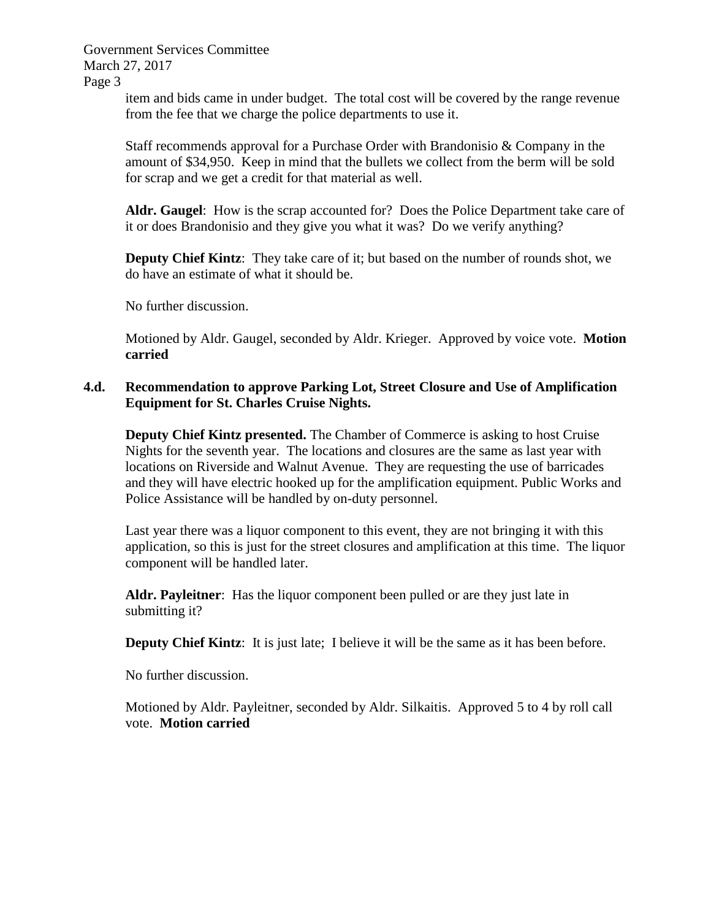item and bids came in under budget. The total cost will be covered by the range revenue from the fee that we charge the police departments to use it.

Staff recommends approval for a Purchase Order with Brandonisio & Company in the amount of $34,950. Keep in mind that the bullets we collect from the berm will be sold for scrap and we get a credit for that material as well.

**Aldr. Gaugel**: How is the scrap accounted for? Does the Police Department take care of it or does Brandonisio and they give you what it was? Do we verify anything?

**Deputy Chief Kintz**: They take care of it; but based on the number of rounds shot, we do have an estimate of what it should be.

No further discussion.

Motioned by Aldr. Gaugel, seconded by Aldr. Krieger. Approved by voice vote. **Motion carried**

**4.d. Recommendation to approve Parking Lot, Street Closure and Use of Amplification Equipment for St. Charles Cruise Nights.**

**Deputy Chief Kintz presented.** The Chamber of Commerce is asking to host Cruise Nights for the seventh year. The locations and closures are the same as last year with locations on Riverside and Walnut Avenue. They are requesting the use of barricades and they will have electric hooked up for the amplification equipment. Public Works and Police Assistance will be handled by on-duty personnel.

Last year there was a liquor component to this event, they are not bringing it with this application, so this is just for the street closures and amplification at this time. The liquor component will be handled later.

**Aldr. Payleitner**: Has the liquor component been pulled or are they just late in submitting it?

**Deputy Chief Kintz**: It is just late; I believe it will be the same as it has been before.

No further discussion.

Motioned by Aldr. Payleitner, seconded by Aldr. Silkaitis. Approved 5 to 4 by roll call vote. **Motion carried**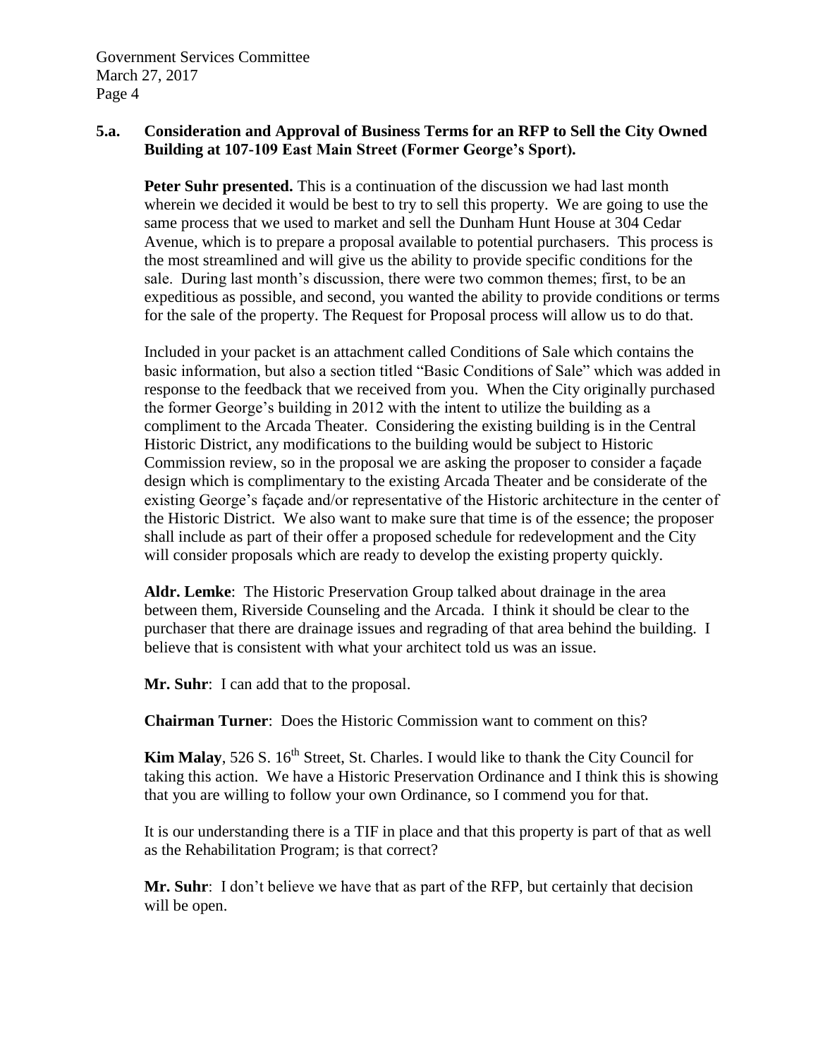**5.a. Consideration and Approval of Business Terms for an RFP to Sell the City Owned Building at 107-109 East Main Street (Former George's Sport).**

**Peter Suhr presented.** This is a continuation of the discussion we had last month wherein we decided it would be best to try to sell this property. We are going to use the same process that we used to market and sell the Dunham Hunt House at 304 Cedar Avenue, which is to prepare a proposal available to potential purchasers. This process is the most streamlined and will give us the ability to provide specific conditions for the sale. During last month's discussion, there were two common themes; first, to be an expeditious as possible, and second, you wanted the ability to provide conditions or terms for the sale of the property. The Request for Proposal process will allow us to do that.

Included in your packet is an attachment called Conditions of Sale which contains the basic information, but also a section titled "Basic Conditions of Sale" which was added in response to the feedback that we received from you. When the City originally purchased the former George's building in 2012 with the intent to utilize the building as a compliment to the Arcada Theater. Considering the existing building is in the Central Historic District, any modifications to the building would be subject to Historic Commission review, so in the proposal we are asking the proposer to consider a façade design which is complimentary to the existing Arcada Theater and be considerate of the existing George's façade and/or representative of the Historic architecture in the center of the Historic District. We also want to make sure that time is of the essence; the proposer shall include as part of their offer a proposed schedule for redevelopment and the City will consider proposals which are ready to develop the existing property quickly.

**Aldr. Lemke**: The Historic Preservation Group talked about drainage in the area between them, Riverside Counseling and the Arcada. I think it should be clear to the purchaser that there are drainage issues and regrading of that area behind the building. I believe that is consistent with what your architect told us was an issue.

**Mr. Suhr**: I can add that to the proposal.

**Chairman Turner**: Does the Historic Commission want to comment on this?

**Kim Malay**, 526 S. 16th Street, St. Charles. I would like to thank the City Council for taking this action. We have a Historic Preservation Ordinance and I think this is showing that you are willing to follow your own Ordinance, so I commend you for that.

It is our understanding there is a TIF in place and that this property is part of that as well as the Rehabilitation Program; is that correct?

**Mr. Suhr**: I don't believe we have that as part of the RFP, but certainly that decision will be open.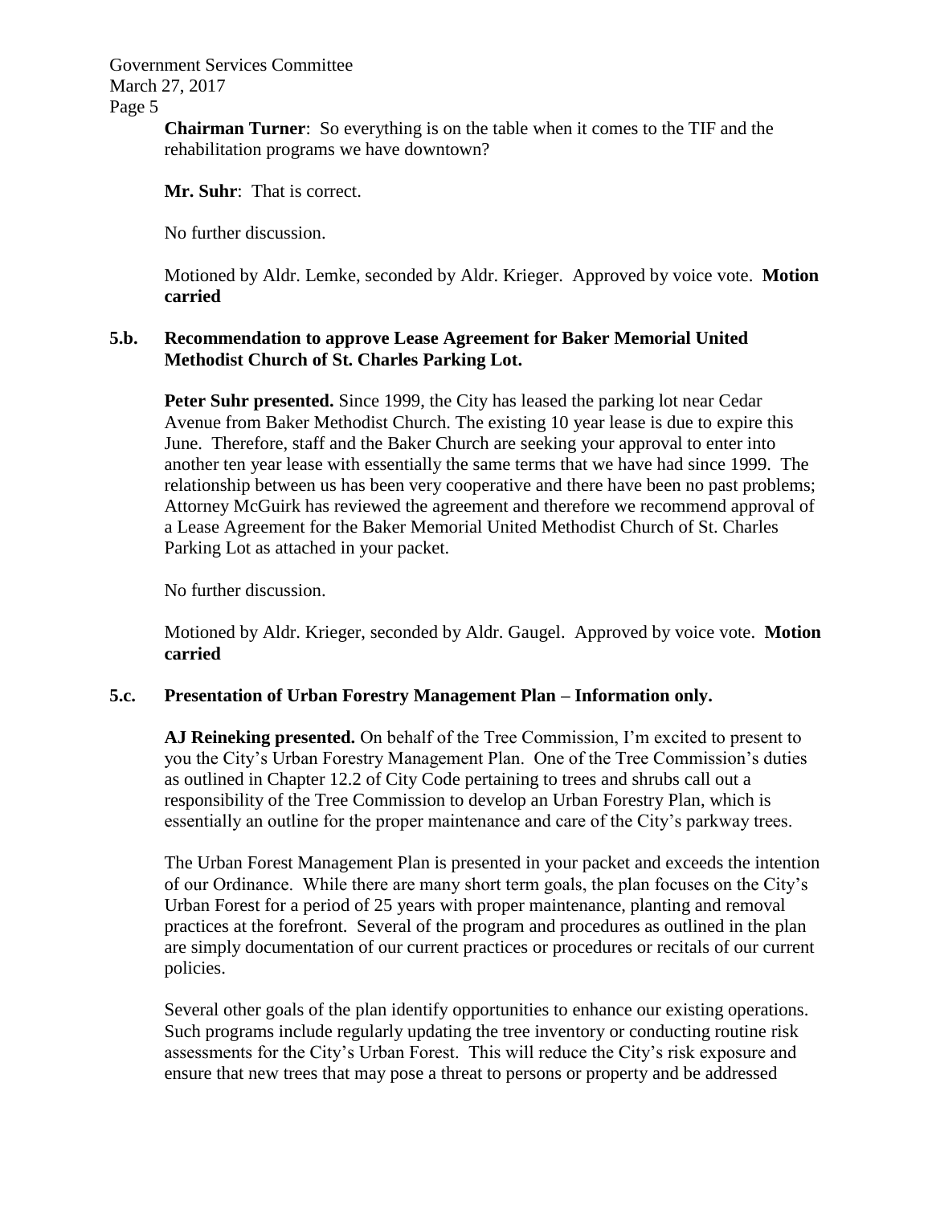**Chairman Turner**: So everything is on the table when it comes to the TIF and the rehabilitation programs we have downtown?

**Mr. Suhr**: That is correct.

No further discussion.

Motioned by Aldr. Lemke, seconded by Aldr. Krieger. Approved by voice vote. **Motion carried**

**5.b. Recommendation to approve Lease Agreement for Baker Memorial United Methodist Church of St. Charles Parking Lot.**

**Peter Suhr presented.** Since 1999, the City has leased the parking lot near Cedar Avenue from Baker Methodist Church. The existing 10 year lease is due to expire this June. Therefore, staff and the Baker Church are seeking your approval to enter into another ten year lease with essentially the same terms that we have had since 1999. The relationship between us has been very cooperative and there have been no past problems; Attorney McGuirk has reviewed the agreement and therefore we recommend approval of a Lease Agreement for the Baker Memorial United Methodist Church of St. Charles Parking Lot as attached in your packet.

No further discussion.

Motioned by Aldr. Krieger, seconded by Aldr. Gaugel. Approved by voice vote. **Motion carried**

**5.c. Presentation of Urban Forestry Management Plan – Information only.**

**AJ Reineking presented.** On behalf of the Tree Commission, I'm excited to present to you the City's Urban Forestry Management Plan. One of the Tree Commission's duties as outlined in Chapter 12.2 of City Code pertaining to trees and shrubs call out a responsibility of the Tree Commission to develop an Urban Forestry Plan, which is essentially an outline for the proper maintenance and care of the City's parkway trees.

The Urban Forest Management Plan is presented in your packet and exceeds the intention of our Ordinance. While there are many short term goals, the plan focuses on the City's Urban Forest for a period of 25 years with proper maintenance, planting and removal practices at the forefront. Several of the program and procedures as outlined in the plan are simply documentation of our current practices or procedures or recitals of our current policies.

Several other goals of the plan identify opportunities to enhance our existing operations. Such programs include regularly updating the tree inventory or conducting routine risk assessments for the City's Urban Forest. This will reduce the City's risk exposure and ensure that new trees that may pose a threat to persons or property and be addressed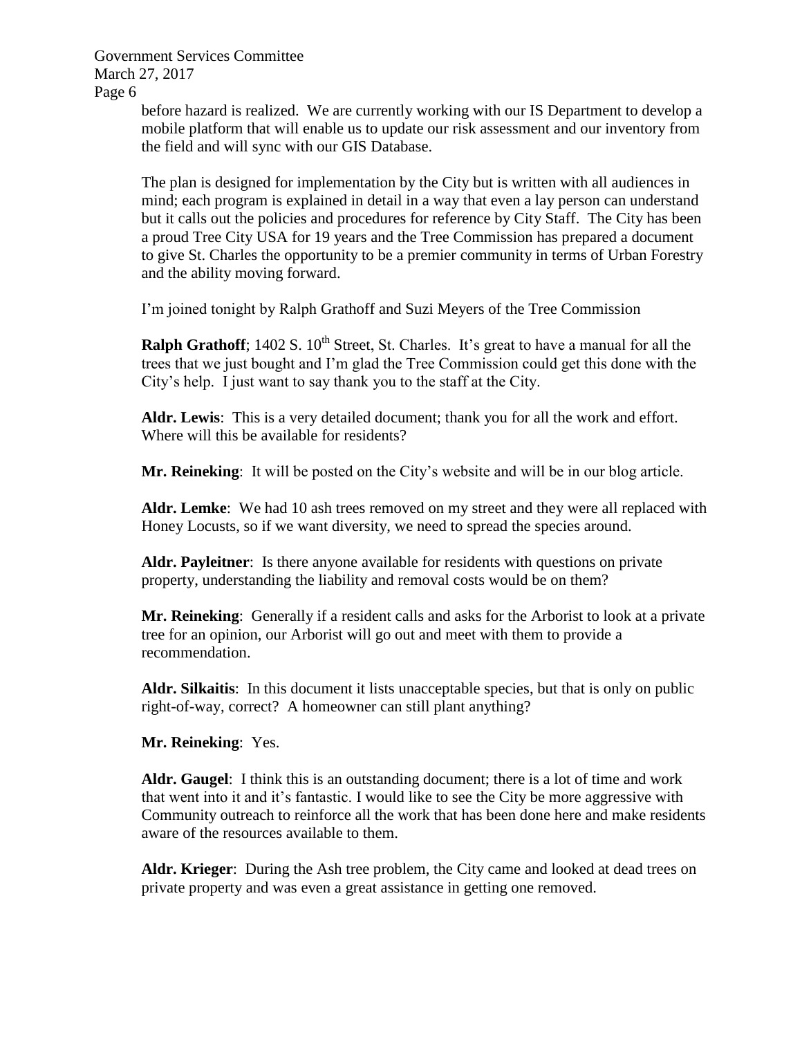before hazard is realized. We are currently working with our IS Department to develop a mobile platform that will enable us to update our risk assessment and our inventory from the field and will sync with our GIS Database.

The plan is designed for implementation by the City but is written with all audiences in mind; each program is explained in detail in a way that even a lay person can understand but it calls out the policies and procedures for reference by City Staff. The City has been a proud Tree City USA for 19 years and the Tree Commission has prepared a document to give St. Charles the opportunity to be a premier community in terms of Urban Forestry and the ability moving forward.

I'm joined tonight by Ralph Grathoff and Suzi Meyers of the Tree Commission

**Ralph Grathoff**; 1402 S. 10th Street, St. Charles. It's great to have a manual for all the trees that we just bought and I'm glad the Tree Commission could get this done with the City's help. I just want to say thank you to the staff at the City.

**Aldr. Lewis**: This is a very detailed document; thank you for all the work and effort. Where will this be available for residents?

**Mr. Reineking**: It will be posted on the City's website and will be in our blog article.

**Aldr. Lemke**: We had 10 ash trees removed on my street and they were all replaced with Honey Locusts, so if we want diversity, we need to spread the species around.

**Aldr. Payleitner**: Is there anyone available for residents with questions on private property, understanding the liability and removal costs would be on them?

**Mr. Reineking**: Generally if a resident calls and asks for the Arborist to look at a private tree for an opinion, our Arborist will go out and meet with them to provide a recommendation.

**Aldr. Silkaitis**: In this document it lists unacceptable species, but that is only on public right-of-way, correct? A homeowner can still plant anything?

**Mr. Reineking**: Yes.

**Aldr. Gaugel**: I think this is an outstanding document; there is a lot of time and work that went into it and it's fantastic. I would like to see the City be more aggressive with Community outreach to reinforce all the work that has been done here and make residents aware of the resources available to them.

**Aldr. Krieger**: During the Ash tree problem, the City came and looked at dead trees on private property and was even a great assistance in getting one removed.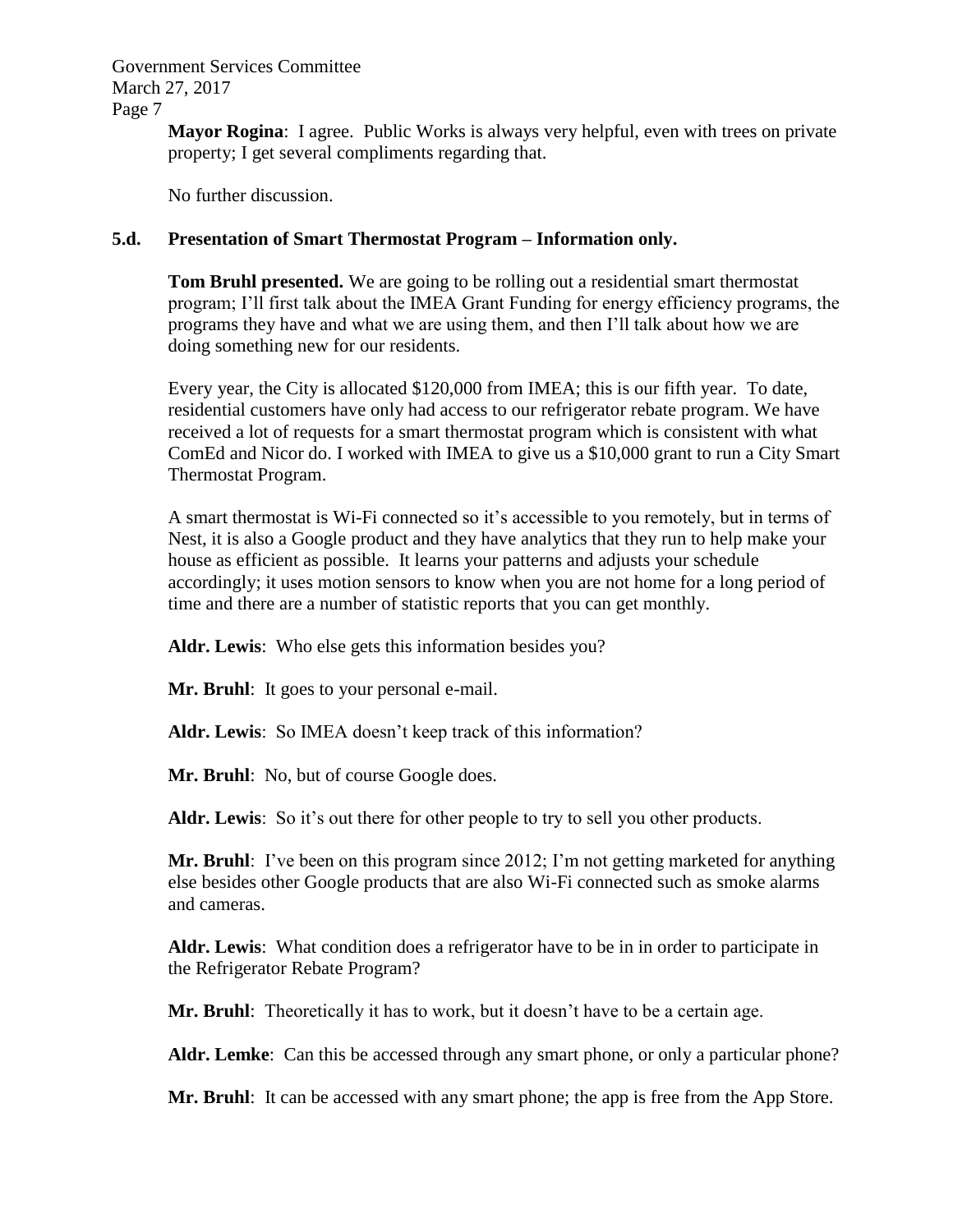**Mayor Rogina**: I agree. Public Works is always very helpful, even with trees on private property; I get several compliments regarding that.

No further discussion.

### 5.d. Presentation of Smart Thermostat Program – Information only.

**Tom Bruhl presented.** We are going to be rolling out a residential smart thermostat program; I'll first talk about the IMEA Grant Funding for energy efficiency programs, the programs they have and what we are using them, and then I'll talk about how we are doing something new for our residents.

Every year, the City is allocated $120,000 from IMEA; this is our fifth year. To date, residential customers have only had access to our refrigerator rebate program. We have received a lot of requests for a smart thermostat program which is consistent with what ComEd and Nicor do. I worked with IMEA to give us a $10,000 grant to run a City Smart Thermostat Program.

A smart thermostat is Wi-Fi connected so it's accessible to you remotely, but in terms of Nest, it is also a Google product and they have analytics that they run to help make your house as efficient as possible. It learns your patterns and adjusts your schedule accordingly; it uses motion sensors to know when you are not home for a long period of time and there are a number of statistic reports that you can get monthly.

**Aldr. Lewis**: Who else gets this information besides you?

**Mr. Bruhl**: It goes to your personal e-mail.

**Aldr. Lewis**: So IMEA doesn't keep track of this information?

**Mr. Bruhl**: No, but of course Google does.

**Aldr. Lewis**: So it's out there for other people to try to sell you other products.

**Mr. Bruhl**: I've been on this program since 2012; I'm not getting marketed for anything else besides other Google products that are also Wi-Fi connected such as smoke alarms and cameras.

**Aldr. Lewis**: What condition does a refrigerator have to be in in order to participate in the Refrigerator Rebate Program?

**Mr. Bruhl**: Theoretically it has to work, but it doesn't have to be a certain age.

**Aldr. Lemke**: Can this be accessed through any smart phone, or only a particular phone?

**Mr. Bruhl**: It can be accessed with any smart phone; the app is free from the App Store.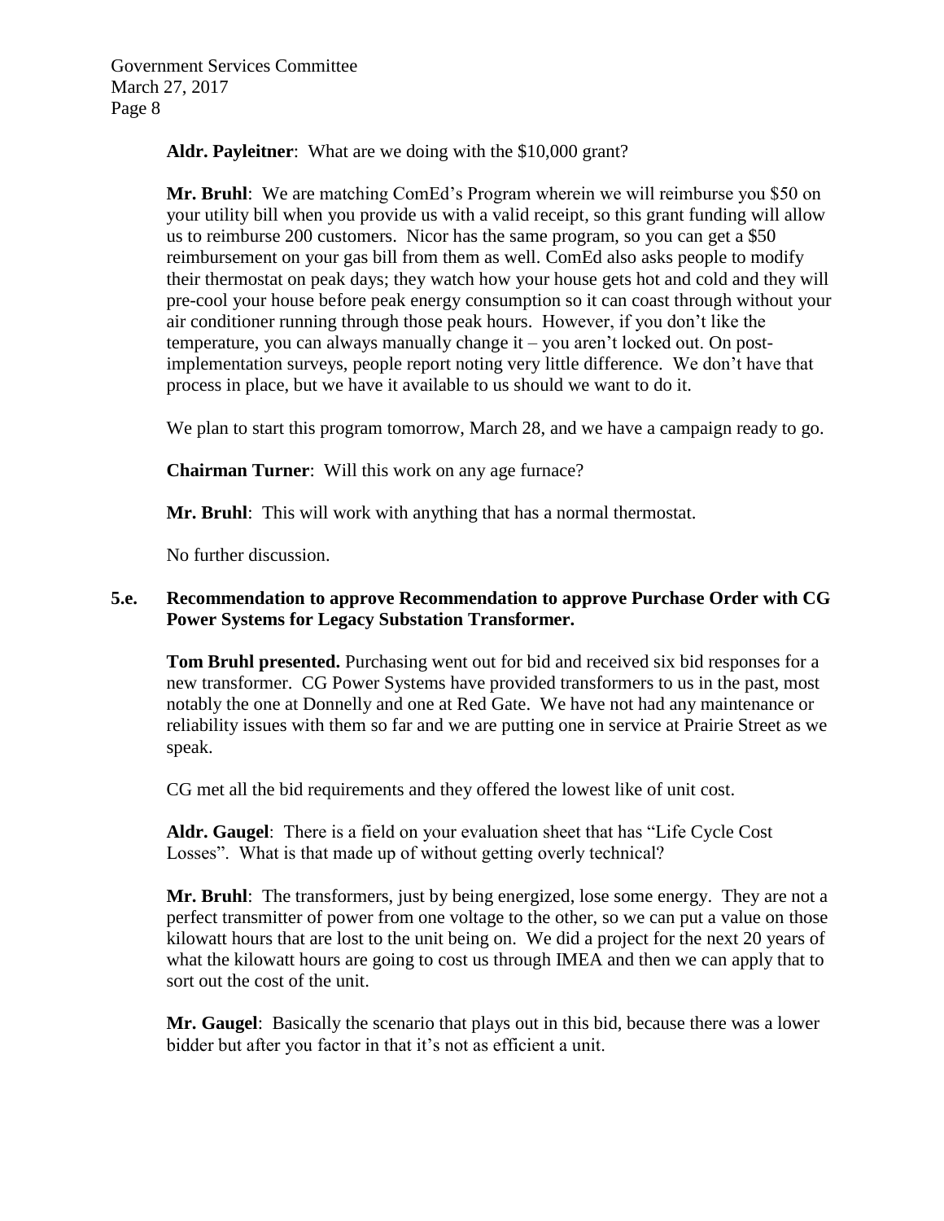**Aldr. Payleitner**: What are we doing with the $10,000 grant?

**Mr. Bruhl**: We are matching ComEd's Program wherein we will reimburse you $50 on your utility bill when you provide us with a valid receipt, so this grant funding will allow us to reimburse 200 customers. Nicor has the same program, so you can get a $50 reimbursement on your gas bill from them as well. ComEd also asks people to modify their thermostat on peak days; they watch how your house gets hot and cold and they will pre-cool your house before peak energy consumption so it can coast through without your air conditioner running through those peak hours. However, if you don't like the temperature, you can always manually change it – you aren't locked out. On post-implementation surveys, people report noting very little difference. We don't have that process in place, but we have it available to us should we want to do it.

We plan to start this program tomorrow, March 28, and we have a campaign ready to go.

**Chairman Turner**: Will this work on any age furnace?

**Mr. Bruhl**: This will work with anything that has a normal thermostat.

No further discussion.

**5.e. Recommendation to approve Recommendation to approve Purchase Order with CG Power Systems for Legacy Substation Transformer.**

**Tom Bruhl presented.** Purchasing went out for bid and received six bid responses for a new transformer. CG Power Systems have provided transformers to us in the past, most notably the one at Donnelly and one at Red Gate. We have not had any maintenance or reliability issues with them so far and we are putting one in service at Prairie Street as we speak.

CG met all the bid requirements and they offered the lowest like of unit cost.

**Aldr. Gaugel**: There is a field on your evaluation sheet that has "Life Cycle Cost Losses". What is that made up of without getting overly technical?

**Mr. Bruhl**: The transformers, just by being energized, lose some energy. They are not a perfect transmitter of power from one voltage to the other, so we can put a value on those kilowatt hours that are lost to the unit being on. We did a project for the next 20 years of what the kilowatt hours are going to cost us through IMEA and then we can apply that to sort out the cost of the unit.

**Mr. Gaugel**: Basically the scenario that plays out in this bid, because there was a lower bidder but after you factor in that it's not as efficient a unit.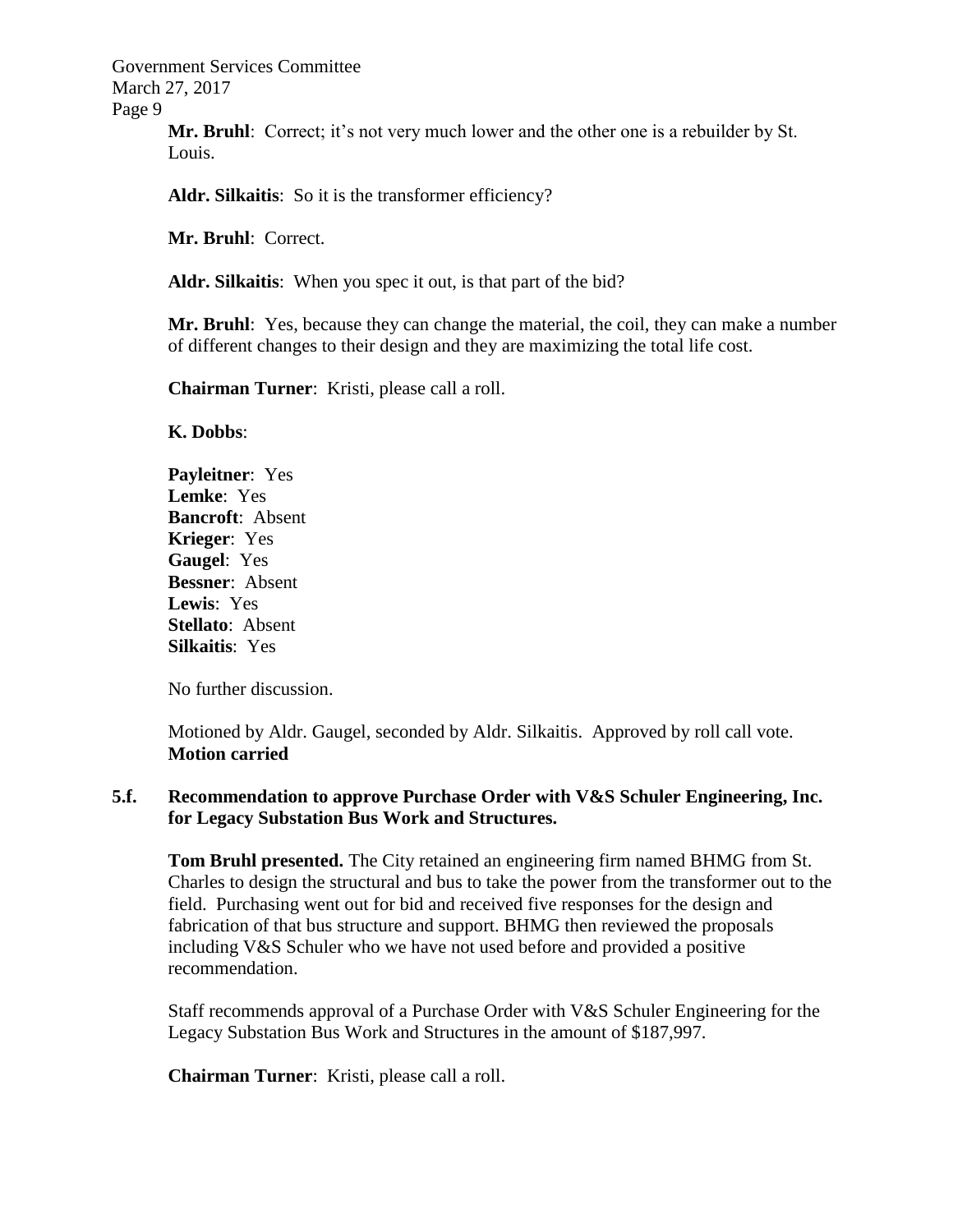**Mr. Bruhl**: Correct; it's not very much lower and the other one is a rebuilder by St. Louis.

**Aldr. Silkaitis**: So it is the transformer efficiency?

**Mr. Bruhl**: Correct.

**Aldr. Silkaitis**: When you spec it out, is that part of the bid?

**Mr. Bruhl**: Yes, because they can change the material, the coil, they can make a number of different changes to their design and they are maximizing the total life cost.

**Chairman Turner**: Kristi, please call a roll.

**K. Dobbs**:

**Payleitner**: Yes
**Lemke**: Yes
**Bancroft**: Absent
**Krieger**: Yes
**Gaugel**: Yes
**Bessner**: Absent
**Lewis**: Yes
**Stellato**: Absent
**Silkaitis**: Yes

No further discussion.

Motioned by Aldr. Gaugel, seconded by Aldr. Silkaitis. Approved by roll call vote.
**Motion carried**

**5.f. Recommendation to approve Purchase Order with V&S Schuler Engineering, Inc. for Legacy Substation Bus Work and Structures.**

**Tom Bruhl presented.** The City retained an engineering firm named BHMG from St. Charles to design the structural and bus to take the power from the transformer out to the field. Purchasing went out for bid and received five responses for the design and fabrication of that bus structure and support. BHMG then reviewed the proposals including V&S Schuler who we have not used before and provided a positive recommendation.

Staff recommends approval of a Purchase Order with V&S Schuler Engineering for the Legacy Substation Bus Work and Structures in the amount of $187,997.

**Chairman Turner**: Kristi, please call a roll.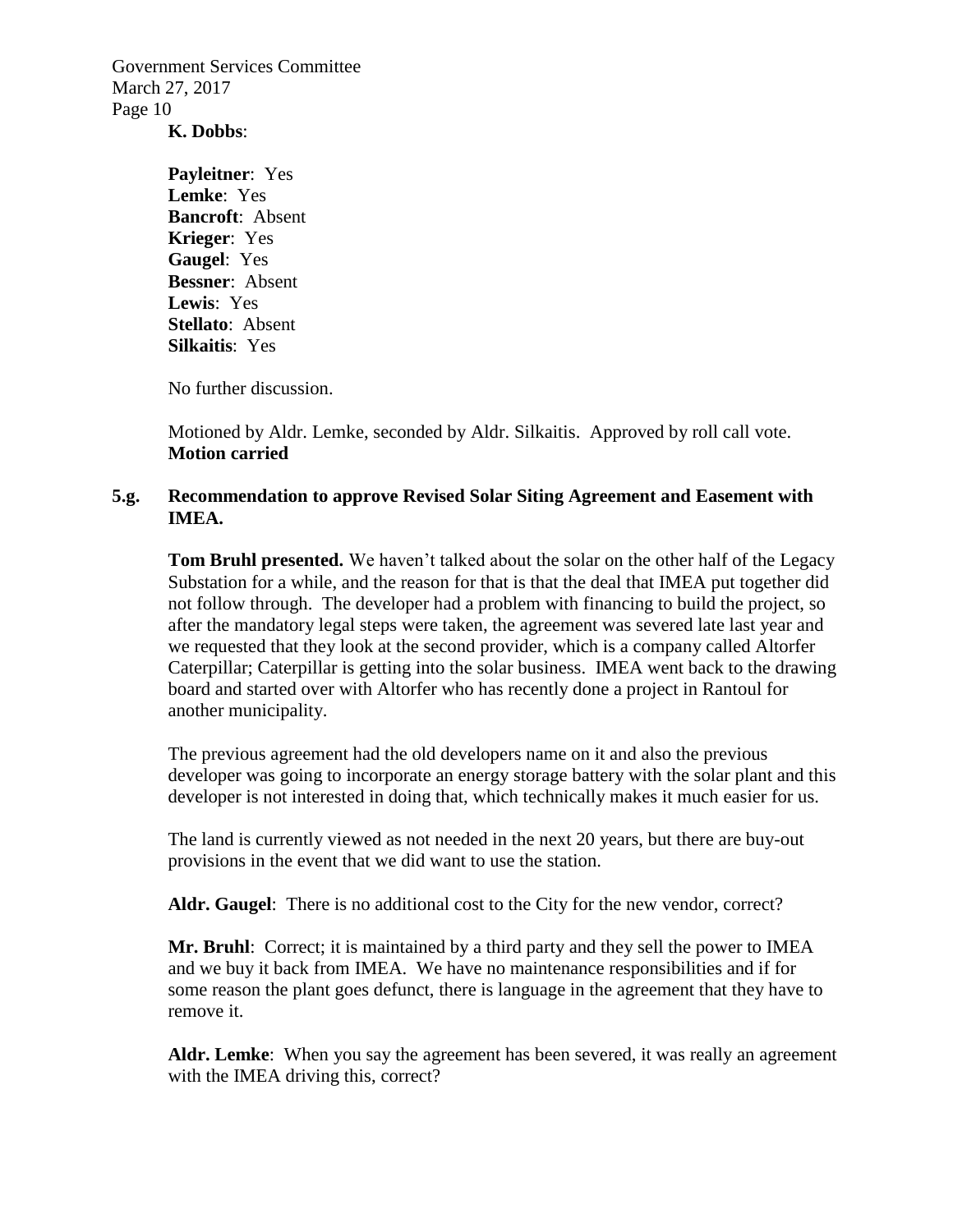**K. Dobbs**:

**Payleitner**: Yes
**Lemke**: Yes
**Bancroft**: Absent
**Krieger**: Yes
**Gaugel**: Yes
**Bessner**: Absent
**Lewis**: Yes
**Stellato**: Absent
**Silkaitis**: Yes

No further discussion.

Motioned by Aldr. Lemke, seconded by Aldr. Silkaitis. Approved by roll call vote.
**Motion carried**

**5.g. Recommendation to approve Revised Solar Siting Agreement and Easement with IMEA.**

**Tom Bruhl presented.** We haven't talked about the solar on the other half of the Legacy Substation for a while, and the reason for that is that the deal that IMEA put together did not follow through. The developer had a problem with financing to build the project, so after the mandatory legal steps were taken, the agreement was severed late last year and we requested that they look at the second provider, which is a company called Altorfer Caterpillar; Caterpillar is getting into the solar business. IMEA went back to the drawing board and started over with Altorfer who has recently done a project in Rantoul for another municipality.

The previous agreement had the old developers name on it and also the previous developer was going to incorporate an energy storage battery with the solar plant and this developer is not interested in doing that, which technically makes it much easier for us.

The land is currently viewed as not needed in the next 20 years, but there are buy-out provisions in the event that we did want to use the station.

**Aldr. Gaugel**: There is no additional cost to the City for the new vendor, correct?

**Mr. Bruhl**: Correct; it is maintained by a third party and they sell the power to IMEA and we buy it back from IMEA. We have no maintenance responsibilities and if for some reason the plant goes defunct, there is language in the agreement that they have to remove it.

**Aldr. Lemke**: When you say the agreement has been severed, it was really an agreement with the IMEA driving this, correct?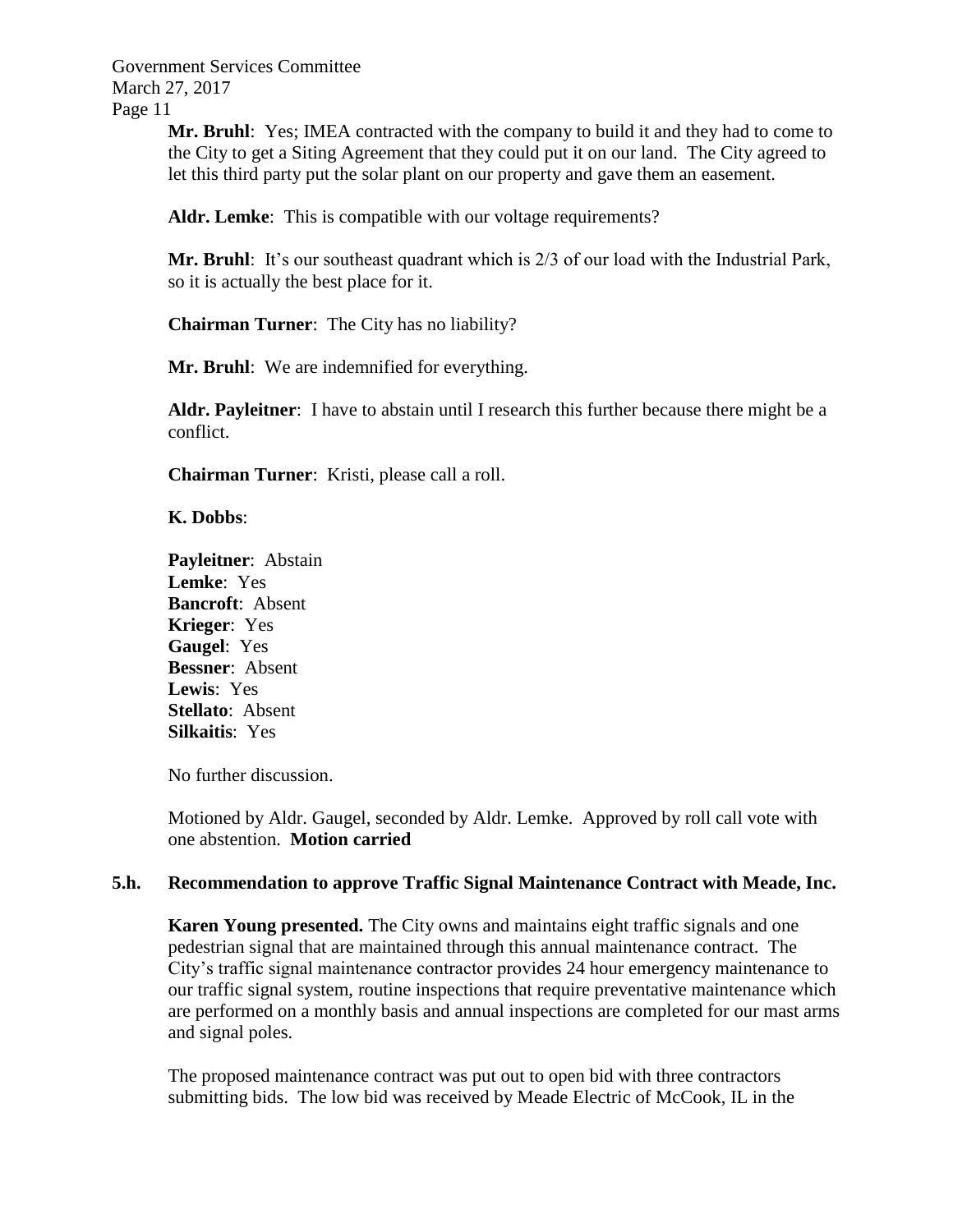**Mr. Bruhl**: Yes; IMEA contracted with the company to build it and they had to come to the City to get a Siting Agreement that they could put it on our land. The City agreed to let this third party put the solar plant on our property and gave them an easement.

**Aldr. Lemke**: This is compatible with our voltage requirements?

**Mr. Bruhl**: It's our southeast quadrant which is 2/3 of our load with the Industrial Park, so it is actually the best place for it.

**Chairman Turner**: The City has no liability?

**Mr. Bruhl**: We are indemnified for everything.

**Aldr. Payleitner**: I have to abstain until I research this further because there might be a conflict.

**Chairman Turner**: Kristi, please call a roll.

**K. Dobbs**:

**Payleitner**: Abstain
**Lemke**: Yes
**Bancroft**: Absent
**Krieger**: Yes
**Gaugel**: Yes
**Bessner**: Absent
**Lewis**: Yes
**Stellato**: Absent
**Silkaitis**: Yes

No further discussion.

Motioned by Aldr. Gaugel, seconded by Aldr. Lemke. Approved by roll call vote with one abstention. **Motion carried**

## 5.h. Recommendation to approve Traffic Signal Maintenance Contract with Meade, Inc.

**Karen Young presented.** The City owns and maintains eight traffic signals and one pedestrian signal that are maintained through this annual maintenance contract. The City's traffic signal maintenance contractor provides 24 hour emergency maintenance to our traffic signal system, routine inspections that require preventative maintenance which are performed on a monthly basis and annual inspections are completed for our mast arms and signal poles.

The proposed maintenance contract was put out to open bid with three contractors submitting bids. The low bid was received by Meade Electric of McCook, IL in the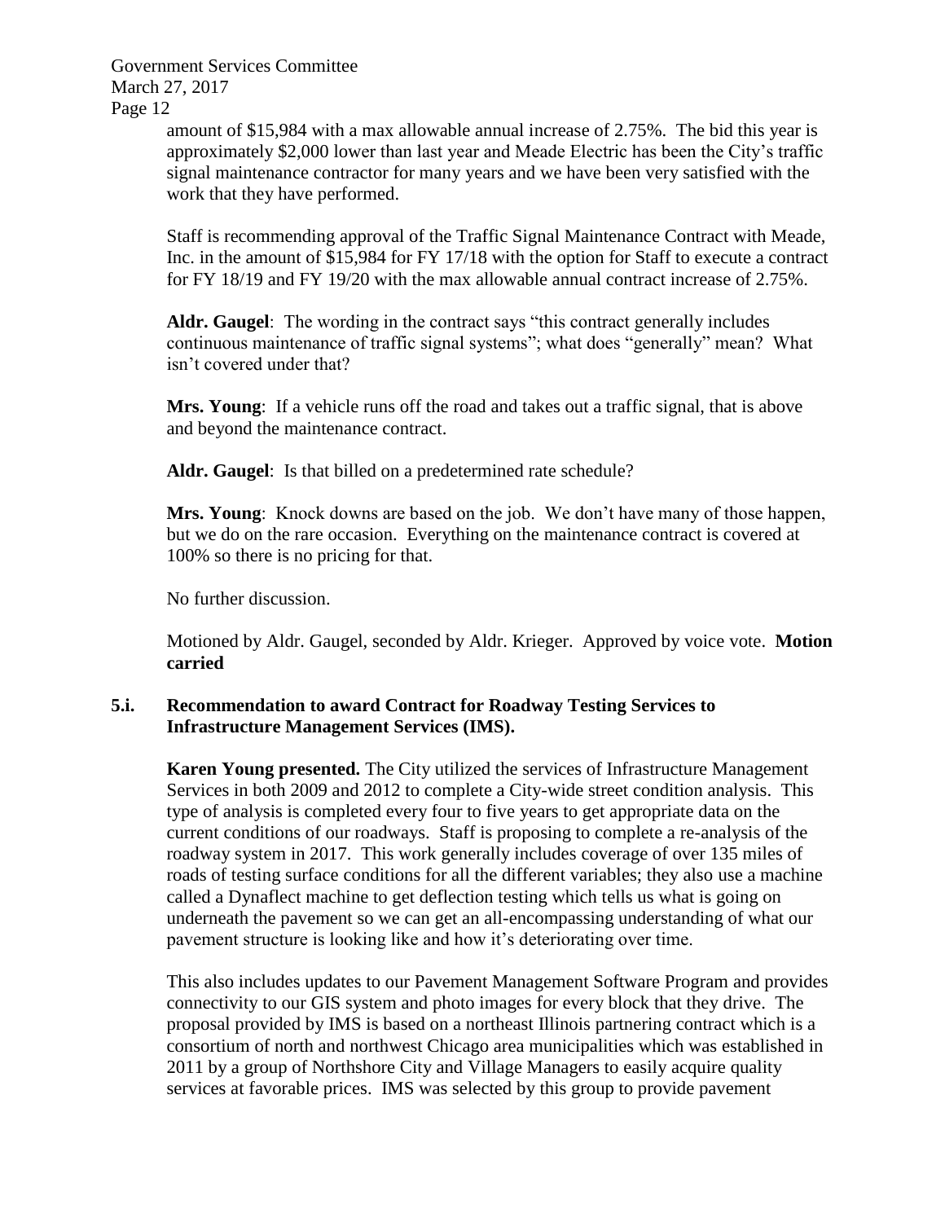amount of $15,984 with a max allowable annual increase of 2.75%. The bid this year is approximately $2,000 lower than last year and Meade Electric has been the City's traffic signal maintenance contractor for many years and we have been very satisfied with the work that they have performed.

Staff is recommending approval of the Traffic Signal Maintenance Contract with Meade, Inc. in the amount of $15,984 for FY 17/18 with the option for Staff to execute a contract for FY 18/19 and FY 19/20 with the max allowable annual contract increase of 2.75%.

**Aldr. Gaugel**: The wording in the contract says "this contract generally includes continuous maintenance of traffic signal systems"; what does "generally" mean? What isn't covered under that?

**Mrs. Young**: If a vehicle runs off the road and takes out a traffic signal, that is above and beyond the maintenance contract.

**Aldr. Gaugel**: Is that billed on a predetermined rate schedule?

**Mrs. Young**: Knock downs are based on the job. We don't have many of those happen, but we do on the rare occasion. Everything on the maintenance contract is covered at 100% so there is no pricing for that.

No further discussion.

Motioned by Aldr. Gaugel, seconded by Aldr. Krieger. Approved by voice vote. **Motion carried**

### 5.i. Recommendation to award Contract for Roadway Testing Services to Infrastructure Management Services (IMS).

**Karen Young presented.** The City utilized the services of Infrastructure Management Services in both 2009 and 2012 to complete a City-wide street condition analysis. This type of analysis is completed every four to five years to get appropriate data on the current conditions of our roadways. Staff is proposing to complete a re-analysis of the roadway system in 2017. This work generally includes coverage of over 135 miles of roads of testing surface conditions for all the different variables; they also use a machine called a Dynaflect machine to get deflection testing which tells us what is going on underneath the pavement so we can get an all-encompassing understanding of what our pavement structure is looking like and how it's deteriorating over time.

This also includes updates to our Pavement Management Software Program and provides connectivity to our GIS system and photo images for every block that they drive. The proposal provided by IMS is based on a northeast Illinois partnering contract which is a consortium of north and northwest Chicago area municipalities which was established in 2011 by a group of Northshore City and Village Managers to easily acquire quality services at favorable prices. IMS was selected by this group to provide pavement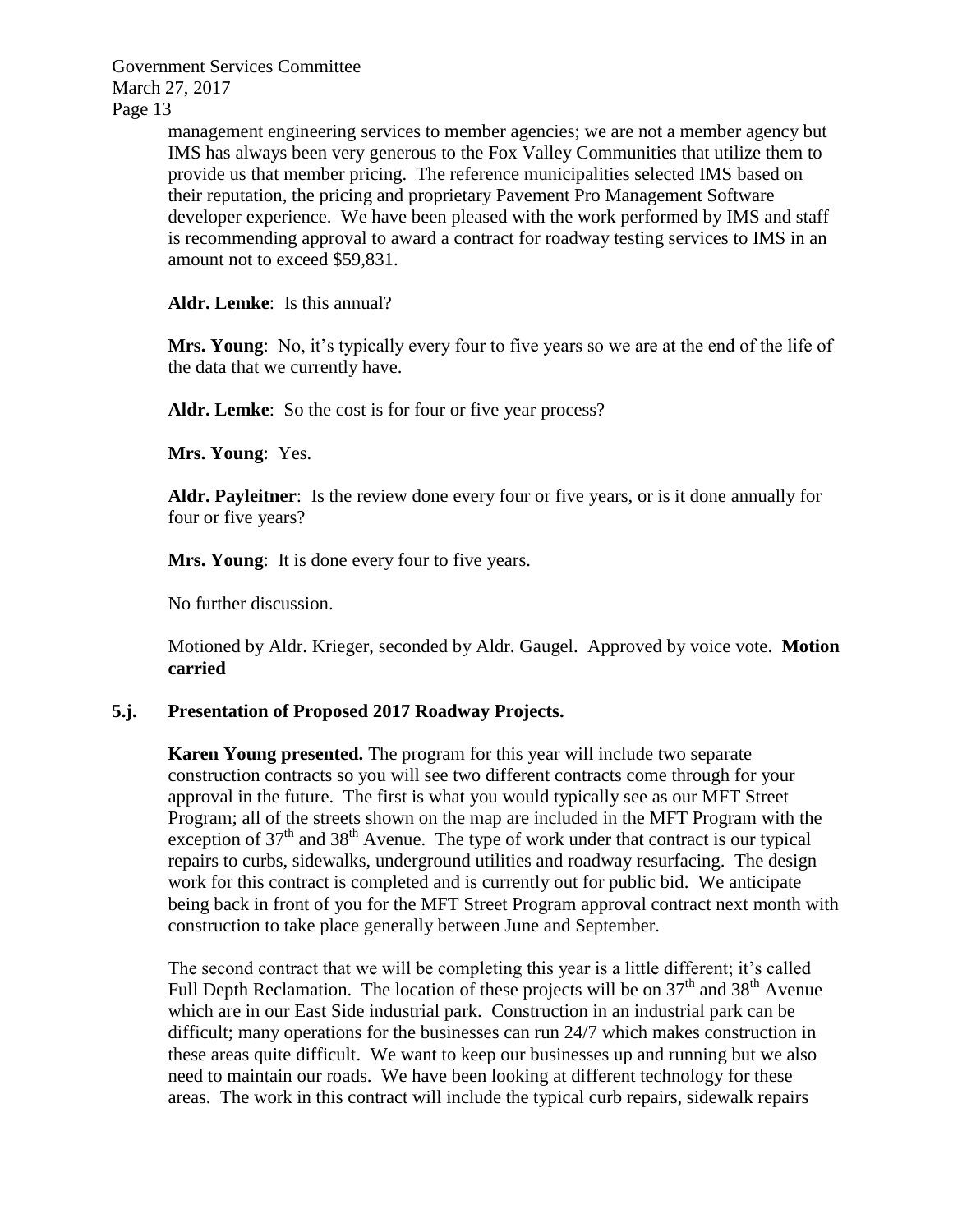management engineering services to member agencies; we are not a member agency but IMS has always been very generous to the Fox Valley Communities that utilize them to provide us that member pricing. The reference municipalities selected IMS based on their reputation, the pricing and proprietary Pavement Pro Management Software developer experience. We have been pleased with the work performed by IMS and staff is recommending approval to award a contract for roadway testing services to IMS in an amount not to exceed $59,831.

**Aldr. Lemke**: Is this annual?

**Mrs. Young**: No, it's typically every four to five years so we are at the end of the life of the data that we currently have.

**Aldr. Lemke**: So the cost is for four or five year process?

**Mrs. Young**: Yes.

**Aldr. Payleitner**: Is the review done every four or five years, or is it done annually for four or five years?

**Mrs. Young**: It is done every four to five years.

No further discussion.

Motioned by Aldr. Krieger, seconded by Aldr. Gaugel. Approved by voice vote. **Motion carried**

**5.j. Presentation of Proposed 2017 Roadway Projects.**

**Karen Young presented.** The program for this year will include two separate construction contracts so you will see two different contracts come through for your approval in the future. The first is what you would typically see as our MFT Street Program; all of the streets shown on the map are included in the MFT Program with the exception of 37th and 38th Avenue. The type of work under that contract is our typical repairs to curbs, sidewalks, underground utilities and roadway resurfacing. The design work for this contract is completed and is currently out for public bid. We anticipate being back in front of you for the MFT Street Program approval contract next month with construction to take place generally between June and September.

The second contract that we will be completing this year is a little different; it's called Full Depth Reclamation. The location of these projects will be on 37th and 38th Avenue which are in our East Side industrial park. Construction in an industrial park can be difficult; many operations for the businesses can run 24/7 which makes construction in these areas quite difficult. We want to keep our businesses up and running but we also need to maintain our roads. We have been looking at different technology for these areas. The work in this contract will include the typical curb repairs, sidewalk repairs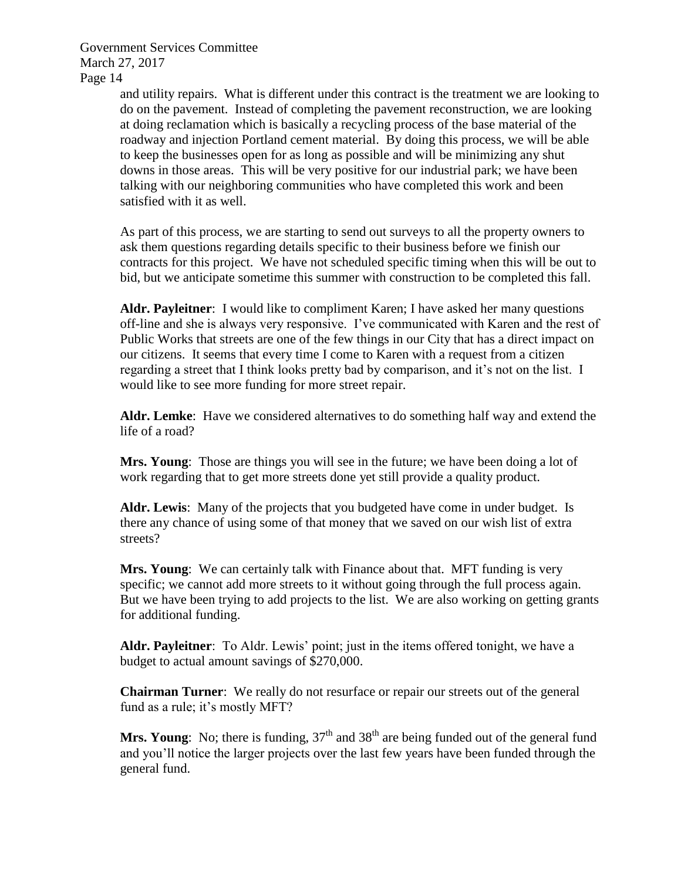and utility repairs. What is different under this contract is the treatment we are looking to do on the pavement. Instead of completing the pavement reconstruction, we are looking at doing reclamation which is basically a recycling process of the base material of the roadway and injection Portland cement material. By doing this process, we will be able to keep the businesses open for as long as possible and will be minimizing any shut downs in those areas. This will be very positive for our industrial park; we have been talking with our neighboring communities who have completed this work and been satisfied with it as well.

As part of this process, we are starting to send out surveys to all the property owners to ask them questions regarding details specific to their business before we finish our contracts for this project. We have not scheduled specific timing when this will be out to bid, but we anticipate sometime this summer with construction to be completed this fall.

**Aldr. Payleitner**: I would like to compliment Karen; I have asked her many questions off-line and she is always very responsive. I've communicated with Karen and the rest of Public Works that streets are one of the few things in our City that has a direct impact on our citizens. It seems that every time I come to Karen with a request from a citizen regarding a street that I think looks pretty bad by comparison, and it's not on the list. I would like to see more funding for more street repair.

**Aldr. Lemke**: Have we considered alternatives to do something half way and extend the life of a road?

**Mrs. Young**: Those are things you will see in the future; we have been doing a lot of work regarding that to get more streets done yet still provide a quality product.

**Aldr. Lewis**: Many of the projects that you budgeted have come in under budget. Is there any chance of using some of that money that we saved on our wish list of extra streets?

**Mrs. Young**: We can certainly talk with Finance about that. MFT funding is very specific; we cannot add more streets to it without going through the full process again. But we have been trying to add projects to the list. We are also working on getting grants for additional funding.

**Aldr. Payleitner**: To Aldr. Lewis' point; just in the items offered tonight, we have a budget to actual amount savings of $270,000.

**Chairman Turner**: We really do not resurface or repair our streets out of the general fund as a rule; it's mostly MFT?

**Mrs. Young**: No; there is funding, 37th and 38th are being funded out of the general fund and you'll notice the larger projects over the last few years have been funded through the general fund.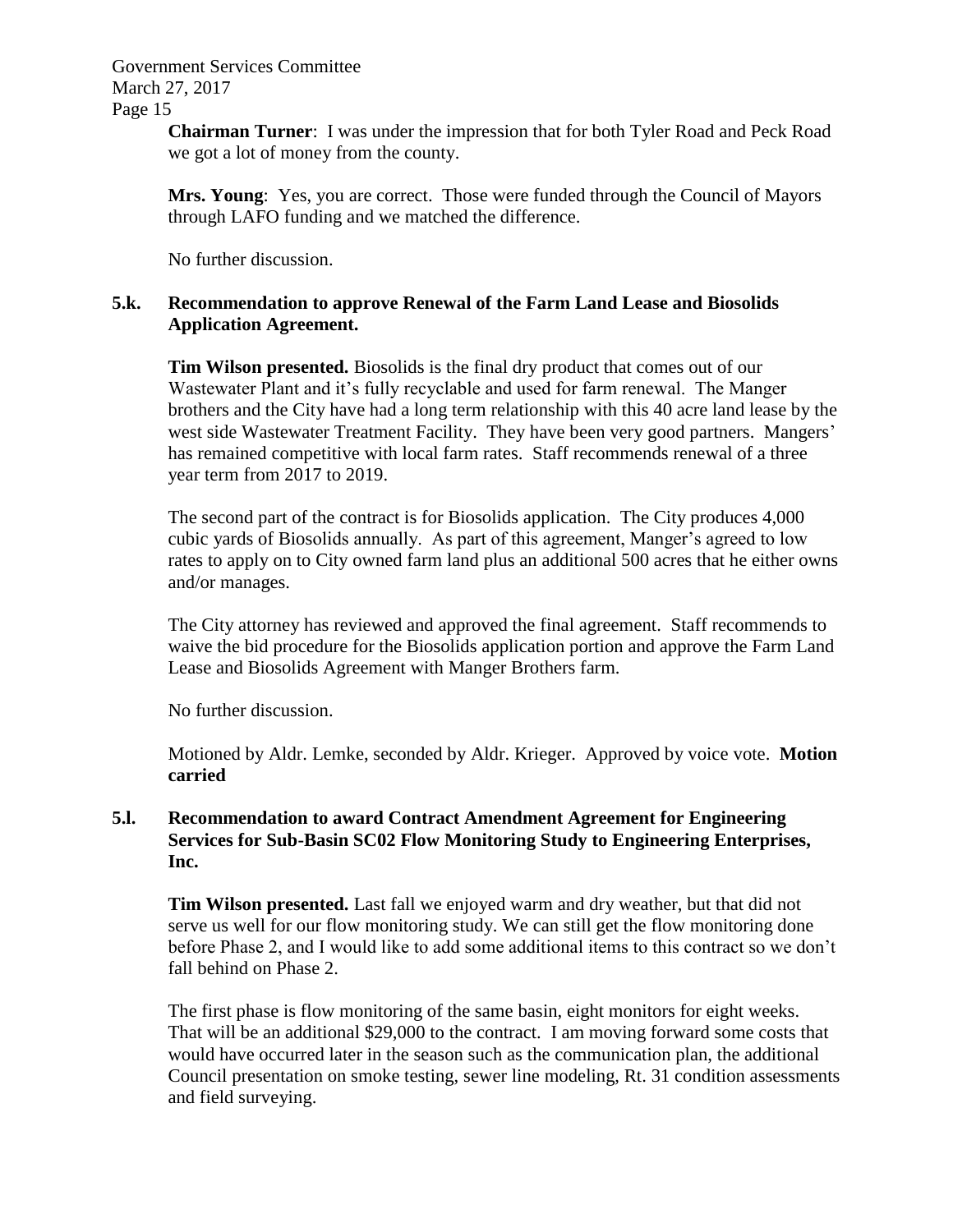**Chairman Turner**: I was under the impression that for both Tyler Road and Peck Road we got a lot of money from the county.

**Mrs. Young**: Yes, you are correct. Those were funded through the Council of Mayors through LAFO funding and we matched the difference.

No further discussion.

**5.k. Recommendation to approve Renewal of the Farm Land Lease and Biosolids Application Agreement.**

**Tim Wilson presented.** Biosolids is the final dry product that comes out of our Wastewater Plant and it's fully recyclable and used for farm renewal. The Manger brothers and the City have had a long term relationship with this 40 acre land lease by the west side Wastewater Treatment Facility. They have been very good partners. Mangers' has remained competitive with local farm rates. Staff recommends renewal of a three year term from 2017 to 2019.

The second part of the contract is for Biosolids application. The City produces 4,000 cubic yards of Biosolids annually. As part of this agreement, Manger's agreed to low rates to apply on to City owned farm land plus an additional 500 acres that he either owns and/or manages.

The City attorney has reviewed and approved the final agreement. Staff recommends to waive the bid procedure for the Biosolids application portion and approve the Farm Land Lease and Biosolids Agreement with Manger Brothers farm.

No further discussion.

Motioned by Aldr. Lemke, seconded by Aldr. Krieger. Approved by voice vote. **Motion carried**

**5.l. Recommendation to award Contract Amendment Agreement for Engineering Services for Sub-Basin SC02 Flow Monitoring Study to Engineering Enterprises, Inc.**

**Tim Wilson presented.** Last fall we enjoyed warm and dry weather, but that did not serve us well for our flow monitoring study. We can still get the flow monitoring done before Phase 2, and I would like to add some additional items to this contract so we don't fall behind on Phase 2.

The first phase is flow monitoring of the same basin, eight monitors for eight weeks. That will be an additional $29,000 to the contract. I am moving forward some costs that would have occurred later in the season such as the communication plan, the additional Council presentation on smoke testing, sewer line modeling, Rt. 31 condition assessments and field surveying.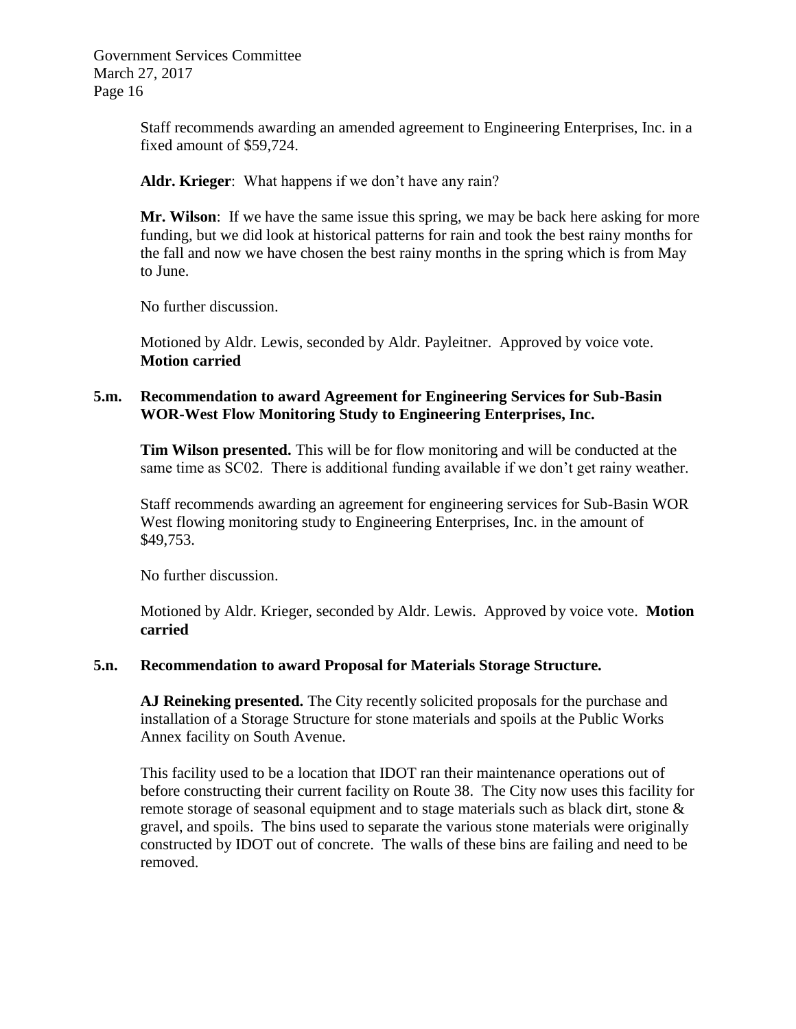Staff recommends awarding an amended agreement to Engineering Enterprises, Inc. in a fixed amount of $59,724.

**Aldr. Krieger**: What happens if we don't have any rain?

**Mr. Wilson**: If we have the same issue this spring, we may be back here asking for more funding, but we did look at historical patterns for rain and took the best rainy months for the fall and now we have chosen the best rainy months in the spring which is from May to June.

No further discussion.

Motioned by Aldr. Lewis, seconded by Aldr. Payleitner. Approved by voice vote. **Motion carried**

**5.m. Recommendation to award Agreement for Engineering Services for Sub-Basin WOR-West Flow Monitoring Study to Engineering Enterprises, Inc.**

**Tim Wilson presented.** This will be for flow monitoring and will be conducted at the same time as SC02. There is additional funding available if we don't get rainy weather.

Staff recommends awarding an agreement for engineering services for Sub-Basin WOR West flowing monitoring study to Engineering Enterprises, Inc. in the amount of $49,753.

No further discussion.

Motioned by Aldr. Krieger, seconded by Aldr. Lewis. Approved by voice vote. **Motion carried**

**5.n. Recommendation to award Proposal for Materials Storage Structure.**

**AJ Reineking presented.** The City recently solicited proposals for the purchase and installation of a Storage Structure for stone materials and spoils at the Public Works Annex facility on South Avenue.

This facility used to be a location that IDOT ran their maintenance operations out of before constructing their current facility on Route 38. The City now uses this facility for remote storage of seasonal equipment and to stage materials such as black dirt, stone & gravel, and spoils. The bins used to separate the various stone materials were originally constructed by IDOT out of concrete. The walls of these bins are failing and need to be removed.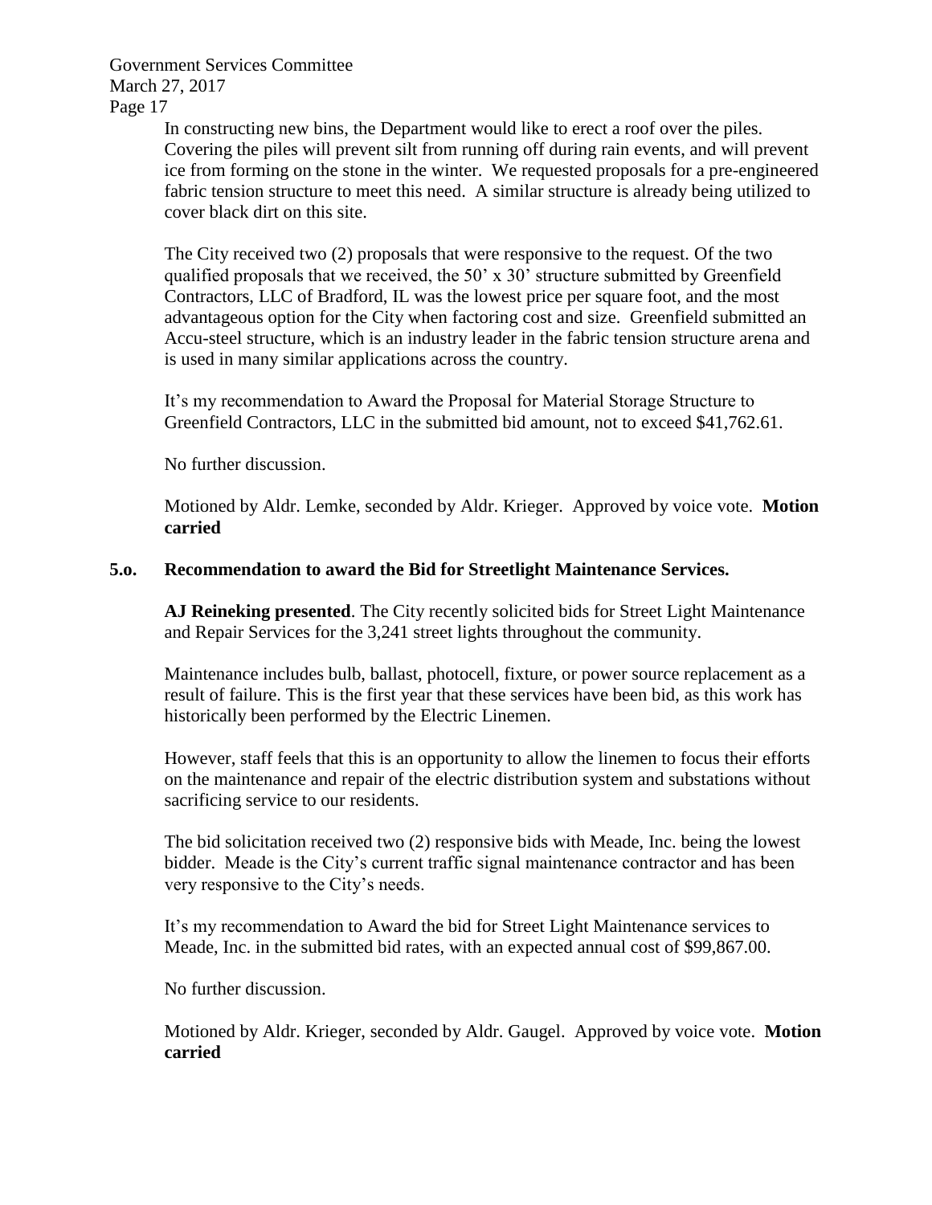In constructing new bins, the Department would like to erect a roof over the piles. Covering the piles will prevent silt from running off during rain events, and will prevent ice from forming on the stone in the winter. We requested proposals for a pre-engineered fabric tension structure to meet this need. A similar structure is already being utilized to cover black dirt on this site.

The City received two (2) proposals that were responsive to the request. Of the two qualified proposals that we received, the 50' x 30' structure submitted by Greenfield Contractors, LLC of Bradford, IL was the lowest price per square foot, and the most advantageous option for the City when factoring cost and size. Greenfield submitted an Accu-steel structure, which is an industry leader in the fabric tension structure arena and is used in many similar applications across the country.

It's my recommendation to Award the Proposal for Material Storage Structure to Greenfield Contractors, LLC in the submitted bid amount, not to exceed $41,762.61.

No further discussion.

Motioned by Aldr. Lemke, seconded by Aldr. Krieger. Approved by voice vote. **Motion carried**

**5.o. Recommendation to award the Bid for Streetlight Maintenance Services.**

**AJ Reineking presented**. The City recently solicited bids for Street Light Maintenance and Repair Services for the 3,241 street lights throughout the community.

Maintenance includes bulb, ballast, photocell, fixture, or power source replacement as a result of failure. This is the first year that these services have been bid, as this work has historically been performed by the Electric Linemen.

However, staff feels that this is an opportunity to allow the linemen to focus their efforts on the maintenance and repair of the electric distribution system and substations without sacrificing service to our residents.

The bid solicitation received two (2) responsive bids with Meade, Inc. being the lowest bidder. Meade is the City's current traffic signal maintenance contractor and has been very responsive to the City's needs.

It's my recommendation to Award the bid for Street Light Maintenance services to Meade, Inc. in the submitted bid rates, with an expected annual cost of $99,867.00.

No further discussion.

Motioned by Aldr. Krieger, seconded by Aldr. Gaugel. Approved by voice vote. **Motion carried**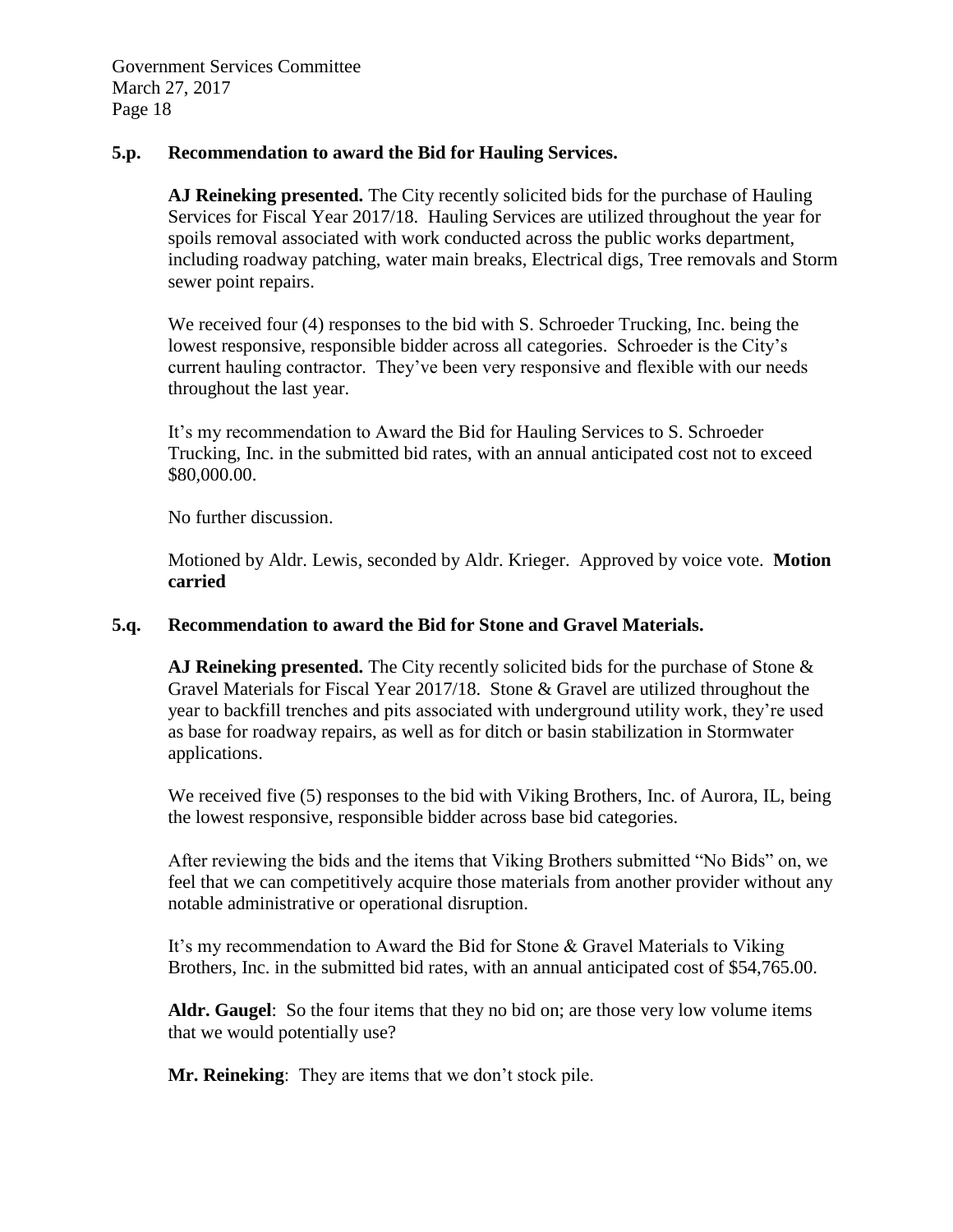### 5.p. Recommendation to award the Bid for Hauling Services.

**AJ Reineking presented.** The City recently solicited bids for the purchase of Hauling Services for Fiscal Year 2017/18. Hauling Services are utilized throughout the year for spoils removal associated with work conducted across the public works department, including roadway patching, water main breaks, Electrical digs, Tree removals and Storm sewer point repairs.

We received four (4) responses to the bid with S. Schroeder Trucking, Inc. being the lowest responsive, responsible bidder across all categories. Schroeder is the City's current hauling contractor. They've been very responsive and flexible with our needs throughout the last year.

It's my recommendation to Award the Bid for Hauling Services to S. Schroeder Trucking, Inc. in the submitted bid rates, with an annual anticipated cost not to exceed \$80,000.00.

No further discussion.

Motioned by Aldr. Lewis, seconded by Aldr. Krieger. Approved by voice vote. **Motion carried**

### 5.q. Recommendation to award the Bid for Stone and Gravel Materials.

**AJ Reineking presented.** The City recently solicited bids for the purchase of Stone & Gravel Materials for Fiscal Year 2017/18. Stone & Gravel are utilized throughout the year to backfill trenches and pits associated with underground utility work, they're used as base for roadway repairs, as well as for ditch or basin stabilization in Stormwater applications.

We received five (5) responses to the bid with Viking Brothers, Inc. of Aurora, IL, being the lowest responsive, responsible bidder across base bid categories.

After reviewing the bids and the items that Viking Brothers submitted "No Bids" on, we feel that we can competitively acquire those materials from another provider without any notable administrative or operational disruption.

It's my recommendation to Award the Bid for Stone & Gravel Materials to Viking Brothers, Inc. in the submitted bid rates, with an annual anticipated cost of \$54,765.00.

**Aldr. Gaugel**: So the four items that they no bid on; are those very low volume items that we would potentially use?

**Mr. Reineking**: They are items that we don't stock pile.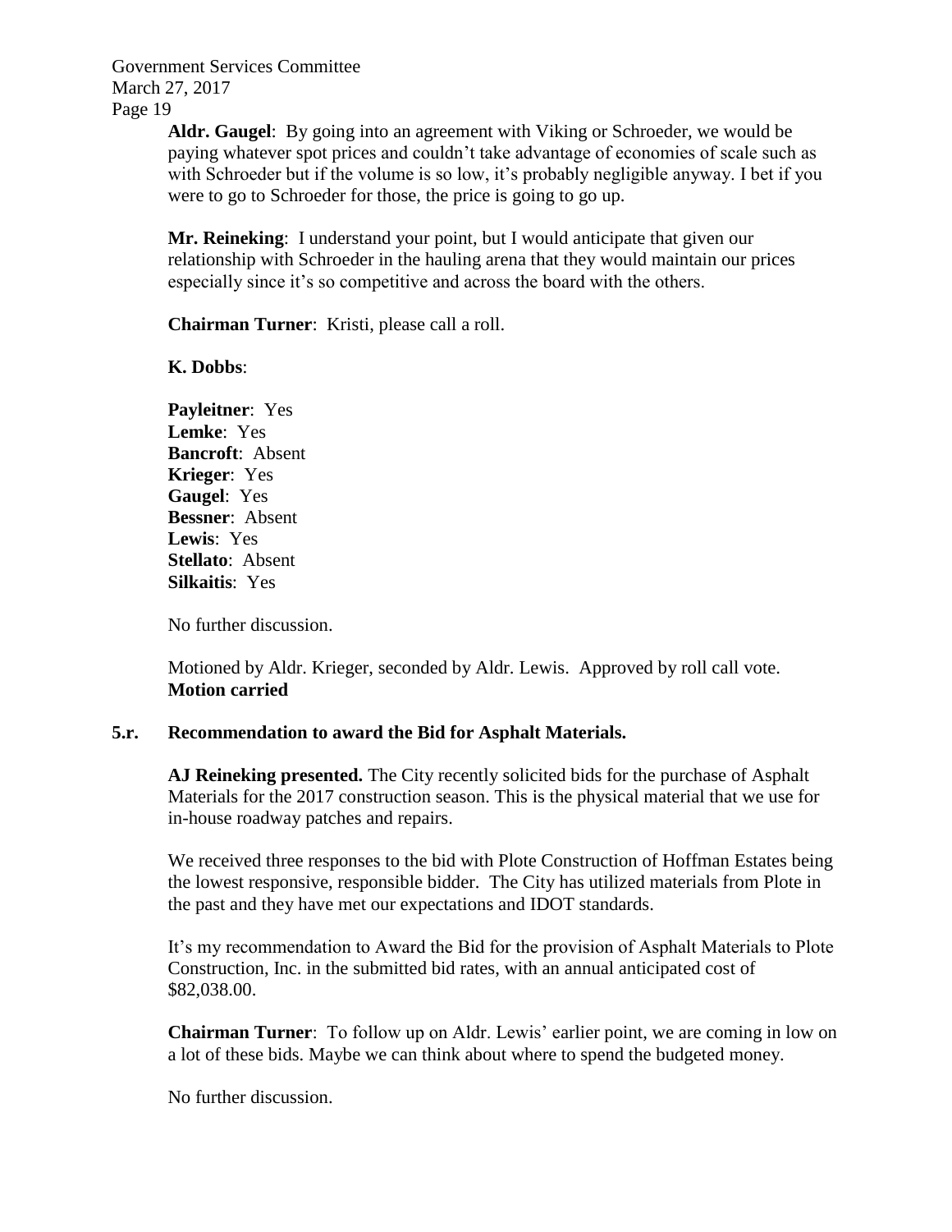**Aldr. Gaugel**: By going into an agreement with Viking or Schroeder, we would be paying whatever spot prices and couldn't take advantage of economies of scale such as with Schroeder but if the volume is so low, it's probably negligible anyway. I bet if you were to go to Schroeder for those, the price is going to go up.

**Mr. Reineking**: I understand your point, but I would anticipate that given our relationship with Schroeder in the hauling arena that they would maintain our prices especially since it's so competitive and across the board with the others.

**Chairman Turner**: Kristi, please call a roll.

**K. Dobbs**:

**Payleitner**: Yes
**Lemke**: Yes
**Bancroft**: Absent
**Krieger**: Yes
**Gaugel**: Yes
**Bessner**: Absent
**Lewis**: Yes
**Stellato**: Absent
**Silkaitis**: Yes

No further discussion.

Motioned by Aldr. Krieger, seconded by Aldr. Lewis. Approved by roll call vote.
**Motion carried**

### 5.r. Recommendation to award the Bid for Asphalt Materials.

**AJ Reineking presented.** The City recently solicited bids for the purchase of Asphalt Materials for the 2017 construction season. This is the physical material that we use for in-house roadway patches and repairs.

We received three responses to the bid with Plote Construction of Hoffman Estates being the lowest responsive, responsible bidder. The City has utilized materials from Plote in the past and they have met our expectations and IDOT standards.

It's my recommendation to Award the Bid for the provision of Asphalt Materials to Plote Construction, Inc. in the submitted bid rates, with an annual anticipated cost of $82,038.00.

**Chairman Turner**: To follow up on Aldr. Lewis' earlier point, we are coming in low on a lot of these bids. Maybe we can think about where to spend the budgeted money.

No further discussion.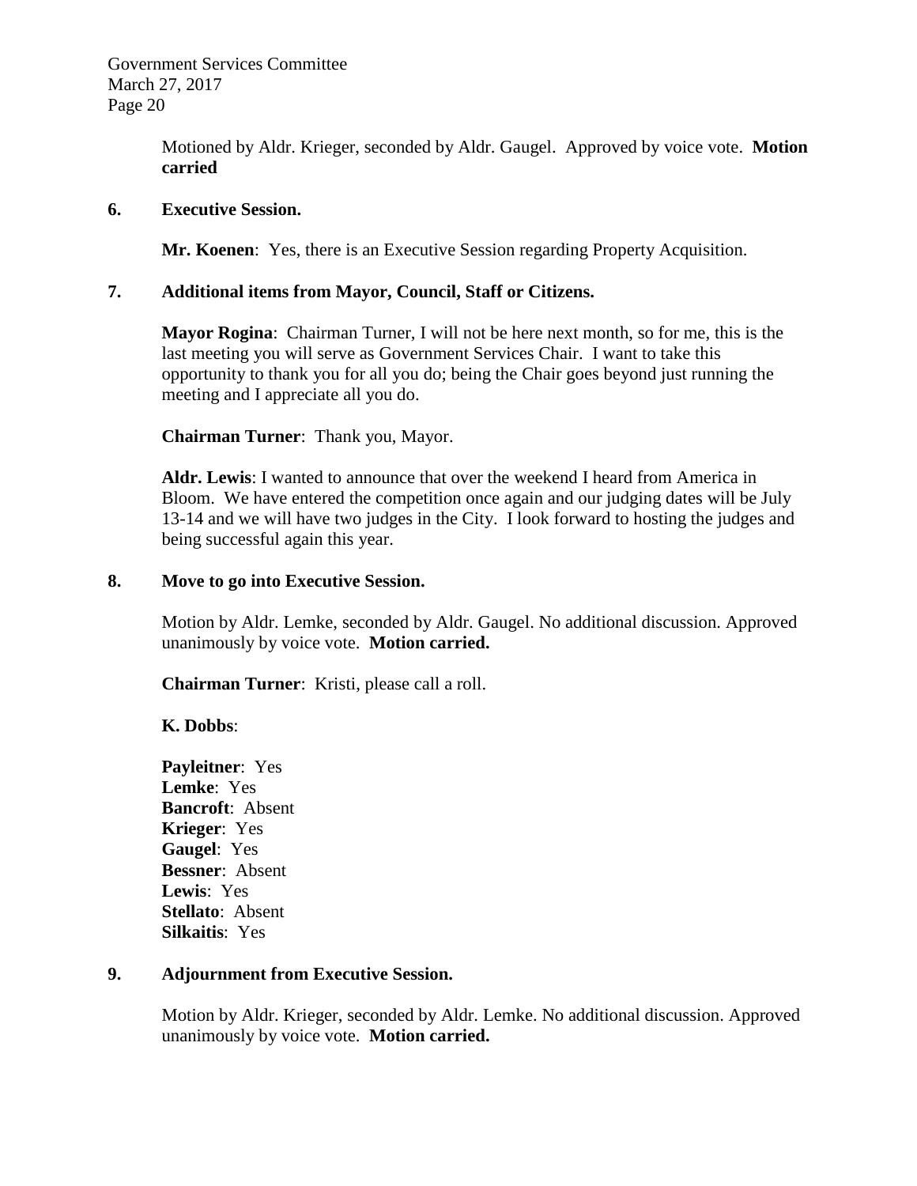Motioned by Aldr. Krieger, seconded by Aldr. Gaugel. Approved by voice vote. **Motion carried**

**6. Executive Session.**

**Mr. Koenen**: Yes, there is an Executive Session regarding Property Acquisition.

**7. Additional items from Mayor, Council, Staff or Citizens.**

**Mayor Rogina**: Chairman Turner, I will not be here next month, so for me, this is the last meeting you will serve as Government Services Chair. I want to take this opportunity to thank you for all you do; being the Chair goes beyond just running the meeting and I appreciate all you do.

**Chairman Turner**: Thank you, Mayor.

**Aldr. Lewis**: I wanted to announce that over the weekend I heard from America in Bloom. We have entered the competition once again and our judging dates will be July 13-14 and we will have two judges in the City. I look forward to hosting the judges and being successful again this year.

**8. Move to go into Executive Session.**

Motion by Aldr. Lemke, seconded by Aldr. Gaugel. No additional discussion. Approved unanimously by voice vote. **Motion carried.**

**Chairman Turner**: Kristi, please call a roll.

**K. Dobbs**:

**Payleitner**: Yes
**Lemke**: Yes
**Bancroft**: Absent
**Krieger**: Yes
**Gaugel**: Yes
**Bessner**: Absent
**Lewis**: Yes
**Stellato**: Absent
**Silkaitis**: Yes

**9. Adjournment from Executive Session.**

Motion by Aldr. Krieger, seconded by Aldr. Lemke. No additional discussion. Approved unanimously by voice vote. **Motion carried.**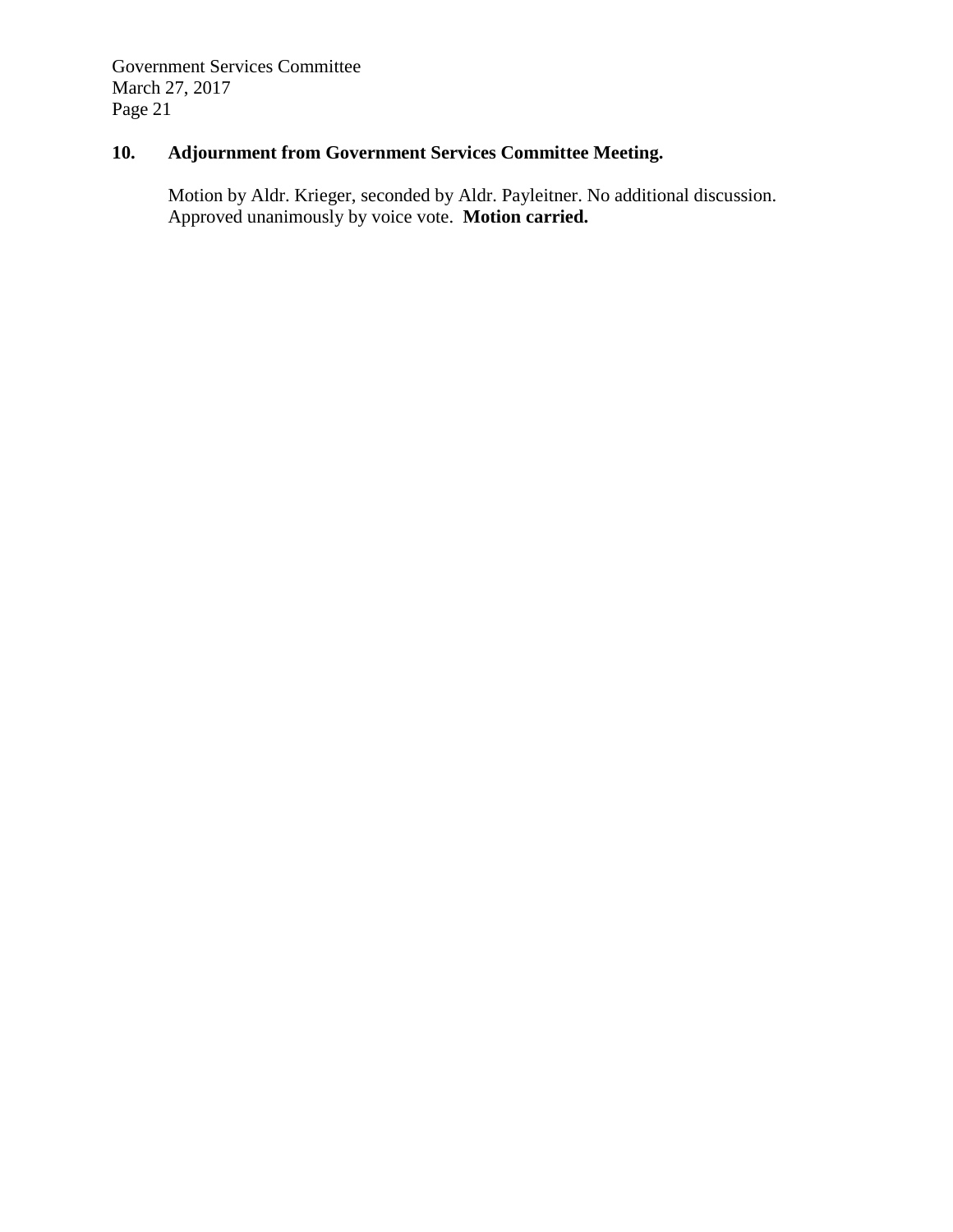**10. Adjournment from Government Services Committee Meeting.**

Motion by Aldr. Krieger, seconded by Aldr. Payleitner. No additional discussion. Approved unanimously by voice vote. **Motion carried.**